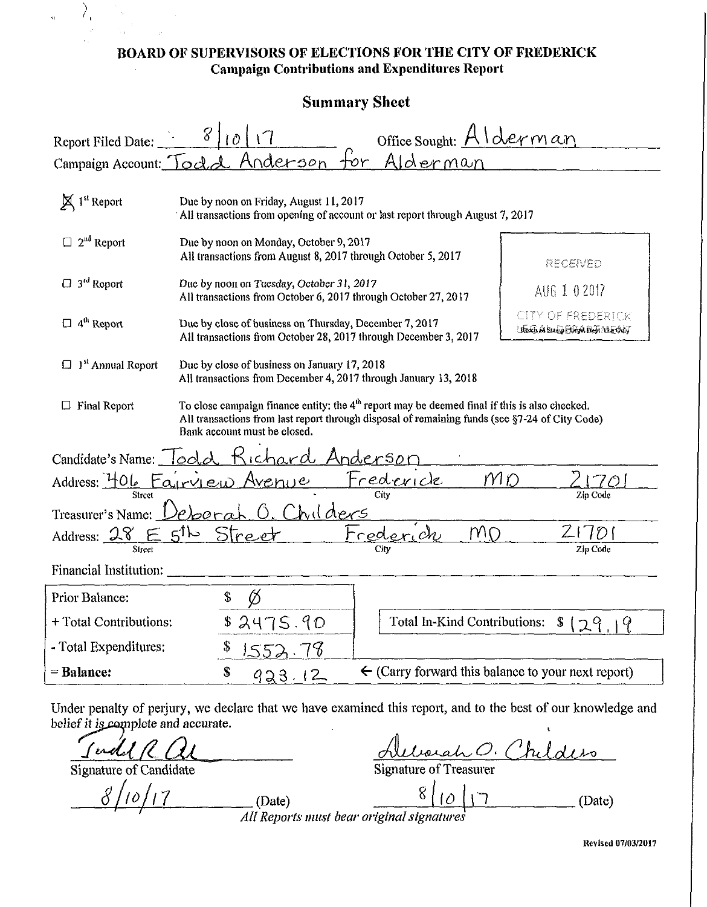# BOARD OF SUPERVISORS OF ELECTIONS FOR THE CITY OF FREDERICK

## Campaign Contributions and Expenditures Report

### Summary Sheet

Report Filed Date: 8/10/17 Office Sought: Alderman

Campaign Account: Todd Anderson for Alderman

- ☒ 1st Report — Due by noon on Friday, August 11, 2017. All transactions from opening of account or last report through August 7, 2017
- ☐ 2nd Report — Due by noon on Monday, October 9, 2017. All transactions from August 8, 2017 through October 5, 2017
- ☐ 3rd Report — Due by noon on Tuesday, October 31, 2017. All transactions from October 6, 2017 through October 27, 2017
- ☐ 4th Report — Due by close of business on Thursday, December 7, 2017. All transactions from October 28, 2017 through December 3, 2017
- ☐ 1st Annual Report — Due by close of business on January 17, 2018. All transactions from December 4, 2017 through January 13, 2018
- ☐ Final Report — To close campaign finance entity: the 4th report may be deemed final if this is also checked. All transactions from last report through disposal of remaining funds (see §7-24 of City Code). Bank account must be closed.

RECEIVED
AUG 1 0 2017
CITY OF FREDERICK
LEGAL DEPARTMENT

Candidate's Name: Todd Richard Anderson

Address: 406 Fairview Avenue (Street) Frederick (City) MD 21701 (Zip Code)

Treasurer's Name: Deborah O. Childers

Address: 28 E 5th Street (Street) Frederick (City) MD 21701 (Zip Code)

Financial Institution: ______

| | | |
|---|---|---|
| Prior Balance: | $ Ø | |
| + Total Contributions: | $ 2475.90 | Total In-Kind Contributions: $ 129.19 |
| - Total Expenditures: | $ 1552.78 | |
| **= Balance:** | $ 923.12 | ← (Carry forward this balance to your next report) |

Under penalty of perjury, we declare that we have examined this report, and to the best of our knowledge and belief it is complete and accurate.

Todd R Al
Signature of Candidate
8/10/17 (Date)

Deborah O. Childers
Signature of Treasurer
8/10/17 (Date)

*All Reports must bear original signatures*

Revised 07/03/2017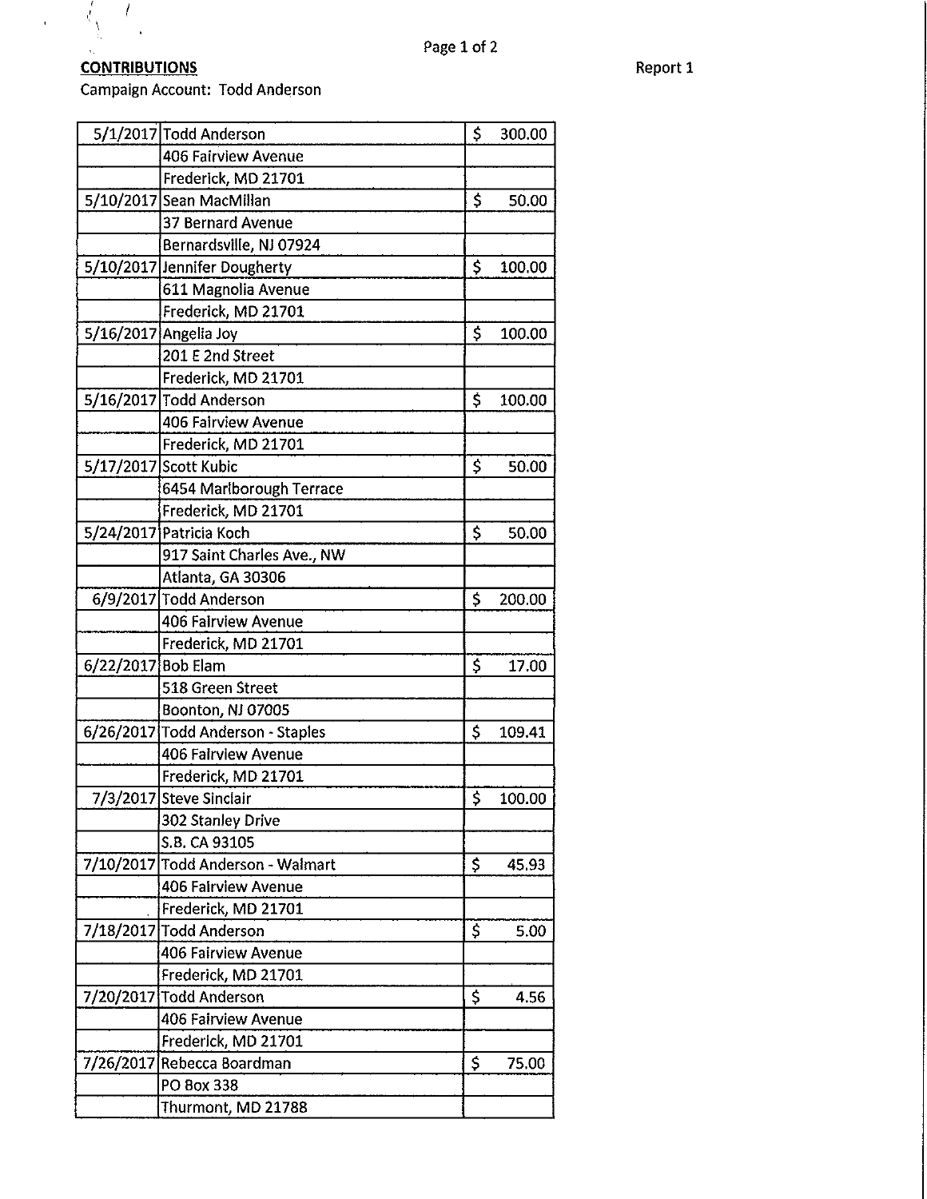**CONTRIBUTIONS**

Report 1

Campaign Account: Todd Anderson

| Date | Contributor | Amount |
|---|---|---|
| 5/1/2017 | Todd Anderson | $ 300.00 |
| | 406 Fairview Avenue | |
| | Frederick, MD 21701 | |
| 5/10/2017 | Sean MacMillan | $ 50.00 |
| | 37 Bernard Avenue | |
| | Bernardsville, NJ 07924 | |
| 5/10/2017 | Jennifer Dougherty | $ 100.00 |
| | 611 Magnolia Avenue | |
| | Frederick, MD 21701 | |
| 5/16/2017 | Angelia Joy | $ 100.00 |
| | 201 E 2nd Street | |
| | Frederick, MD 21701 | |
| 5/16/2017 | Todd Anderson | $ 100.00 |
| | 406 Fairview Avenue | |
| | Frederick, MD 21701 | |
| 5/17/2017 | Scott Kubic | $ 50.00 |
| | 6454 Marlborough Terrace | |
| | Frederick, MD 21701 | |
| 5/24/2017 | Patricia Koch | $ 50.00 |
| | 917 Saint Charles Ave., NW | |
| | Atlanta, GA 30306 | |
| 6/9/2017 | Todd Anderson | $ 200.00 |
| | 406 Fairview Avenue | |
| | Frederick, MD 21701 | |
| 6/22/2017 | Bob Elam | $ 17.00 |
| | 518 Green Street | |
| | Boonton, NJ 07005 | |
| 6/26/2017 | Todd Anderson - Staples | $ 109.41 |
| | 406 Fairview Avenue | |
| | Frederick, MD 21701 | |
| 7/3/2017 | Steve Sinclair | $ 100.00 |
| | 302 Stanley Drive | |
| | S.B. CA 93105 | |
| 7/10/2017 | Todd Anderson - Walmart | $ 45.93 |
| | 406 Fairview Avenue | |
| | Frederick, MD 21701 | |
| 7/18/2017 | Todd Anderson | $ 5.00 |
| | 406 Fairview Avenue | |
| | Frederick, MD 21701 | |
| 7/20/2017 | Todd Anderson | $ 4.56 |
| | 406 Fairview Avenue | |
| | Frederick, MD 21701 | |
| 7/26/2017 | Rebecca Boardman | $ 75.00 |
| | PO Box 338 | |
| | Thurmont, MD 21788 | |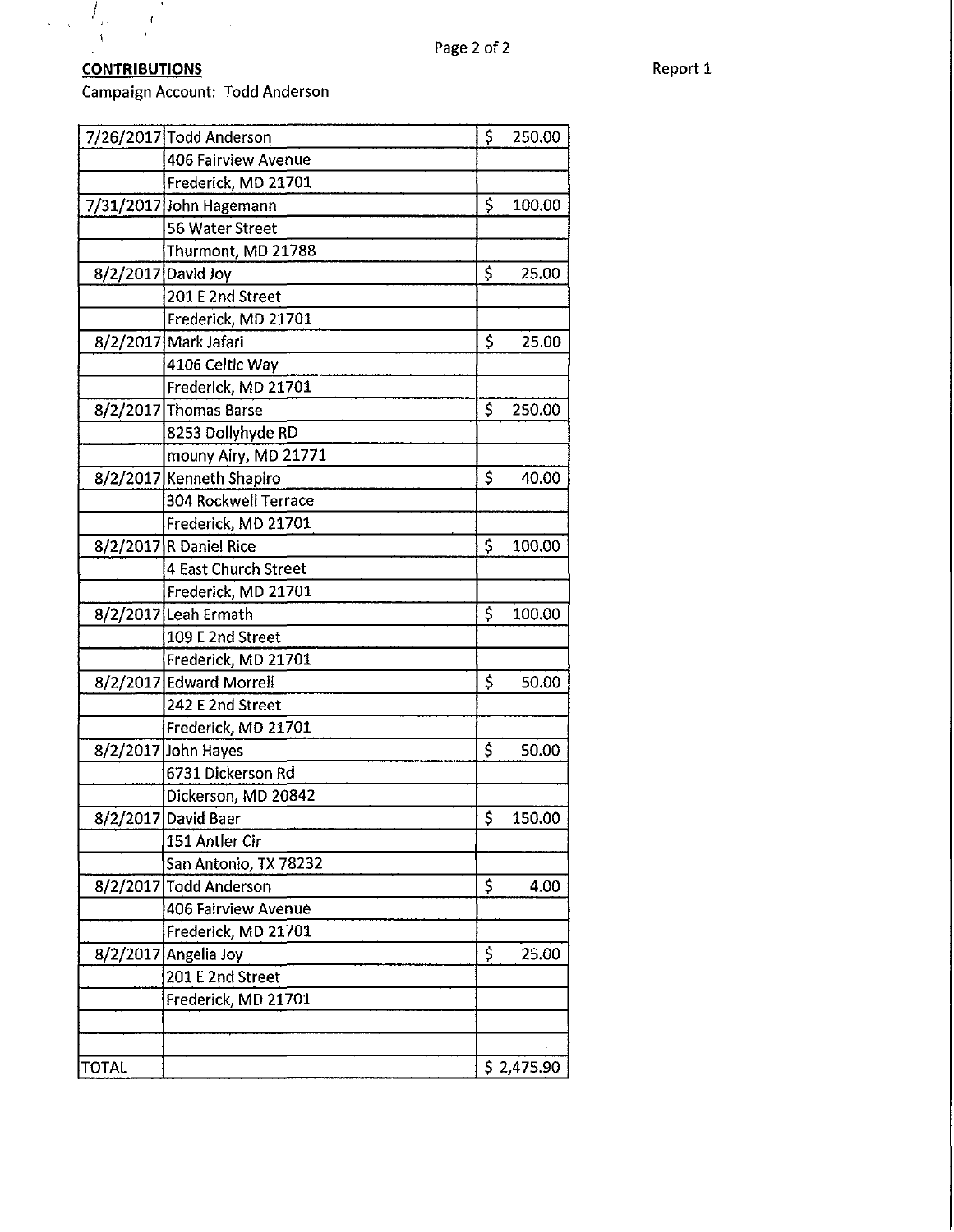**CONTRIBUTIONS**

Campaign Account: Todd Anderson

Report 1

| | | |
|---|---|---|
| 7/26/2017 | Todd Anderson | $ 250.00 |
| | 406 Fairview Avenue | |
| | Frederick, MD 21701 | |
| 7/31/2017 | John Hagemann | $ 100.00 |
| | 56 Water Street | |
| | Thurmont, MD 21788 | |
| 8/2/2017 | David Joy | $ 25.00 |
| | 201 E 2nd Street | |
| | Frederick, MD 21701 | |
| 8/2/2017 | Mark Jafari | $ 25.00 |
| | 4106 Celtic Way | |
| | Frederick, MD 21701 | |
| 8/2/2017 | Thomas Barse | $ 250.00 |
| | 8253 Dollyhyde RD | |
| | mouny Airy, MD 21771 | |
| 8/2/2017 | Kenneth Shapiro | $ 40.00 |
| | 304 Rockwell Terrace | |
| | Frederick, MD 21701 | |
| 8/2/2017 | R Daniel Rice | $ 100.00 |
| | 4 East Church Street | |
| | Frederick, MD 21701 | |
| 8/2/2017 | Leah Ermath | $ 100.00 |
| | 109 E 2nd Street | |
| | Frederick, MD 21701 | |
| 8/2/2017 | Edward Morrell | $ 50.00 |
| | 242 E 2nd Street | |
| | Frederick, MD 21701 | |
| 8/2/2017 | John Hayes | $ 50.00 |
| | 6731 Dickerson Rd | |
| | Dickerson, MD 20842 | |
| 8/2/2017 | David Baer | $ 150.00 |
| | 151 Antler Cir | |
| | San Antonio, TX 78232 | |
| 8/2/2017 | Todd Anderson | $ 4.00 |
| | 406 Fairview Avenue | |
| | Frederick, MD 21701 | |
| 8/2/2017 | Angelia Joy | $ 25.00 |
| | 201 E 2nd Street | |
| | Frederick, MD 21701 | |
| | | |
| | | |
| TOTAL | | $ 2,475.90 |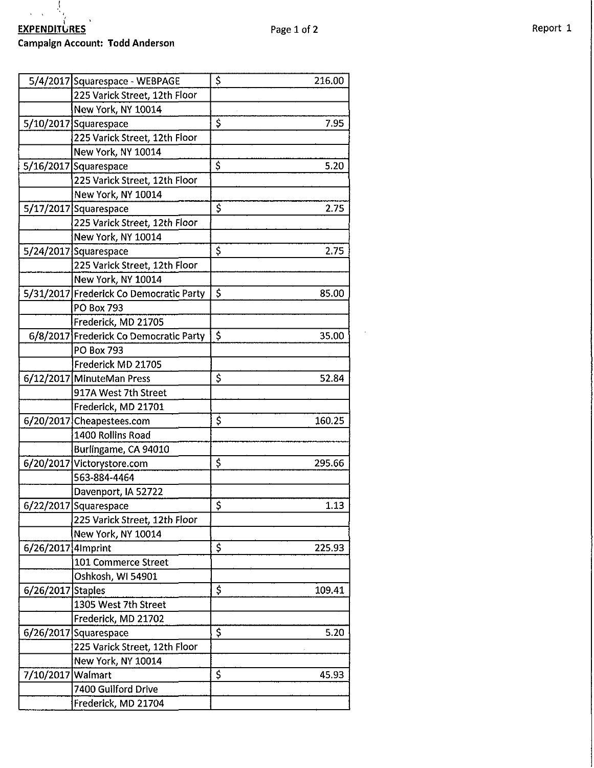**EXPENDITURES**

**Campaign Account: Todd Anderson**

Report 1

| Date | Payee | Amount |
|---|---|---|
| 5/4/2017 | Squarespace - WEBPAGE | $ 216.00 |
| | 225 Varick Street, 12th Floor | |
| | New York, NY 10014 | |
| 5/10/2017 | Squarespace | $ 7.95 |
| | 225 Varick Street, 12th Floor | |
| | New York, NY 10014 | |
| 5/16/2017 | Squarespace | $ 5.20 |
| | 225 Varick Street, 12th Floor | |
| | New York, NY 10014 | |
| 5/17/2017 | Squarespace | $ 2.75 |
| | 225 Varick Street, 12th Floor | |
| | New York, NY 10014 | |
| 5/24/2017 | Squarespace | $ 2.75 |
| | 225 Varick Street, 12th Floor | |
| | New York, NY 10014 | |
| 5/31/2017 | Frederick Co Democratic Party | $ 85.00 |
| | PO Box 793 | |
| | Frederick, MD 21705 | |
| 6/8/2017 | Frederick Co Democratic Party | $ 35.00 |
| | PO Box 793 | |
| | Frederick MD 21705 | |
| 6/12/2017 | MinuteMan Press | $ 52.84 |
| | 917A West 7th Street | |
| | Frederick, MD 21701 | |
| 6/20/2017 | Cheapestees.com | $ 160.25 |
| | 1400 Rollins Road | |
| | Burlingame, CA 94010 | |
| 6/20/2017 | Victorystore.com | $ 295.66 |
| | 563-884-4464 | |
| | Davenport, IA 52722 | |
| 6/22/2017 | Squarespace | $ 1.13 |
| | 225 Varick Street, 12th Floor | |
| | New York, NY 10014 | |
| 6/26/2017 | 4Imprint | $ 225.93 |
| | 101 Commerce Street | |
| | Oshkosh, WI 54901 | |
| 6/26/2017 | Staples | $ 109.41 |
| | 1305 West 7th Street | |
| | Frederick, MD 21702 | |
| 6/26/2017 | Squarespace | $ 5.20 |
| | 225 Varick Street, 12th Floor | |
| | New York, NY 10014 | |
| 7/10/2017 | Walmart | $ 45.93 |
| | 7400 Guilford Drive | |
| | Frederick, MD 21704 | |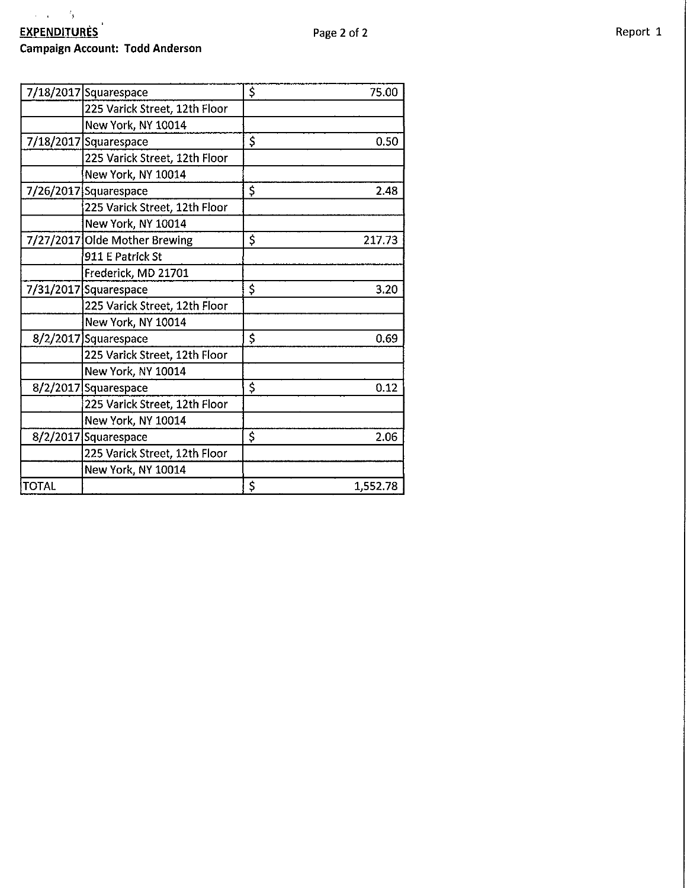**EXPENDITURES**

**Campaign Account: Todd Anderson**

Report 1

| | | | |
|---|---|---|---|
| 7/18/2017 | Squarespace | $ | 75.00 |
| | 225 Varick Street, 12th Floor | | |
| | New York, NY 10014 | | |
| 7/18/2017 | Squarespace | $ | 0.50 |
| | 225 Varick Street, 12th Floor | | |
| | New York, NY 10014 | | |
| 7/26/2017 | Squarespace | $ | 2.48 |
| | 225 Varick Street, 12th Floor | | |
| | New York, NY 10014 | | |
| 7/27/2017 | Olde Mother Brewing | $ | 217.73 |
| | 911 E Patrick St | | |
| | Frederick, MD 21701 | | |
| 7/31/2017 | Squarespace | $ | 3.20 |
| | 225 Varick Street, 12th Floor | | |
| | New York, NY 10014 | | |
| 8/2/2017 | Squarespace | $ | 0.69 |
| | 225 Varick Street, 12th Floor | | |
| | New York, NY 10014 | | |
| 8/2/2017 | Squarespace | $ | 0.12 |
| | 225 Varick Street, 12th Floor | | |
| | New York, NY 10014 | | |
| 8/2/2017 | Squarespace | $ | 2.06 |
| | 225 Varick Street, 12th Floor | | |
| | New York, NY 10014 | | |
| TOTAL | | $ | 1,552.78 |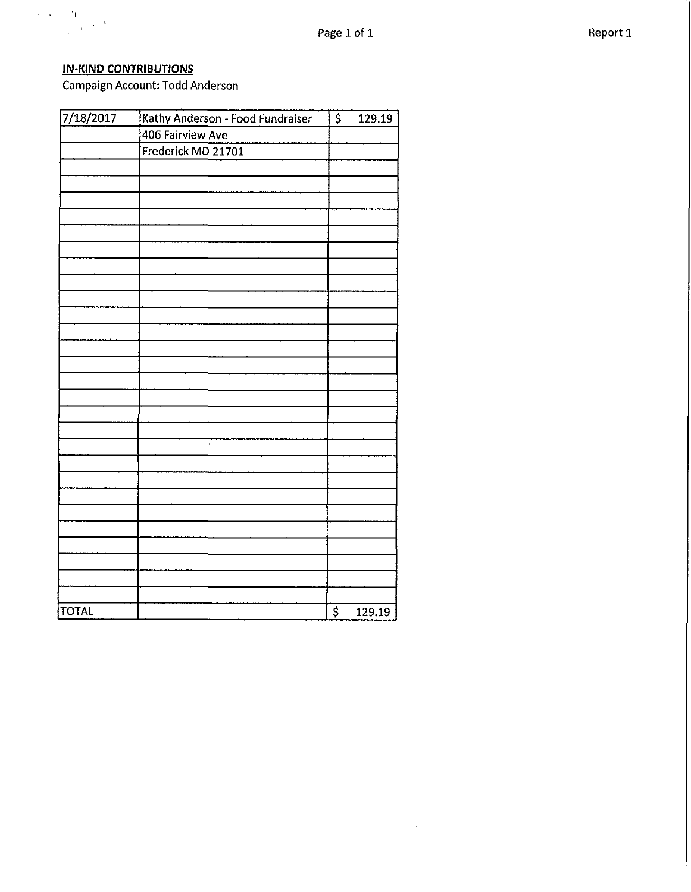**IN-KIND CONTRIBUTIONS**

Campaign Account: Todd Anderson

| | | |
|---|---|---|
| 7/18/2017 | Kathy Anderson - Food Fundraiser | $ 129.19 |
| | 406 Fairview Ave | |
| | Frederick MD 21701 | |
| | | |
| | | |
| | | |
| | | |
| | | |
| | | |
| | | |
| | | |
| | | |
| | | |
| | | |
| | | |
| | | |
| | | |
| | | |
| | | |
| | | |
| | | |
| | | |
| | | |
| | | |
| | | |
| | | |
| | | |
| | | |
| | | |
| | | |
| TOTAL | | $ 129.19 |